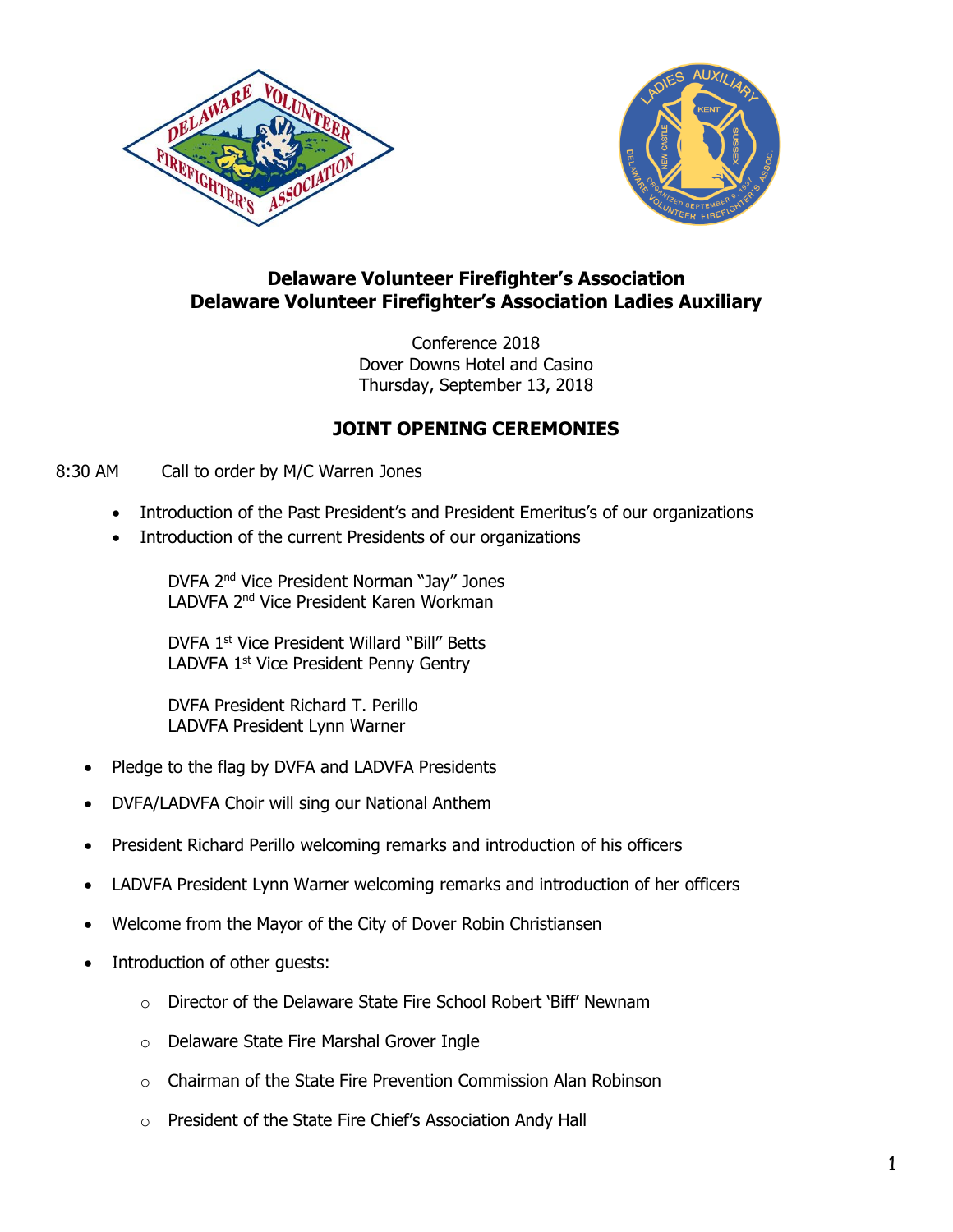**Delaware Volunteer Firefighter's Association**
**Delaware Volunteer Firefighter's Association Ladies Auxiliary**

Conference 2018
Dover Downs Hotel and Casino
Thursday, September 13, 2018

## JOINT OPENING CEREMONIES

8:30 AM Call to order by M/C Warren Jones

- Introduction of the Past President's and President Emeritus's of our organizations
- Introduction of the current Presidents of our organizations

  DVFA 2nd Vice President Norman "Jay" Jones
  LADVFA 2nd Vice President Karen Workman

  DVFA 1st Vice President Willard "Bill" Betts
  LADVFA 1st Vice President Penny Gentry

  DVFA President Richard T. Perillo
  LADVFA President Lynn Warner

- Pledge to the flag by DVFA and LADVFA Presidents
- DVFA/LADVFA Choir will sing our National Anthem
- President Richard Perillo welcoming remarks and introduction of his officers
- LADVFA President Lynn Warner welcoming remarks and introduction of her officers
- Welcome from the Mayor of the City of Dover Robin Christiansen
- Introduction of other guests:
  - Director of the Delaware State Fire School Robert 'Biff' Newnam
  - Delaware State Fire Marshal Grover Ingle
  - Chairman of the State Fire Prevention Commission Alan Robinson
  - President of the State Fire Chief's Association Andy Hall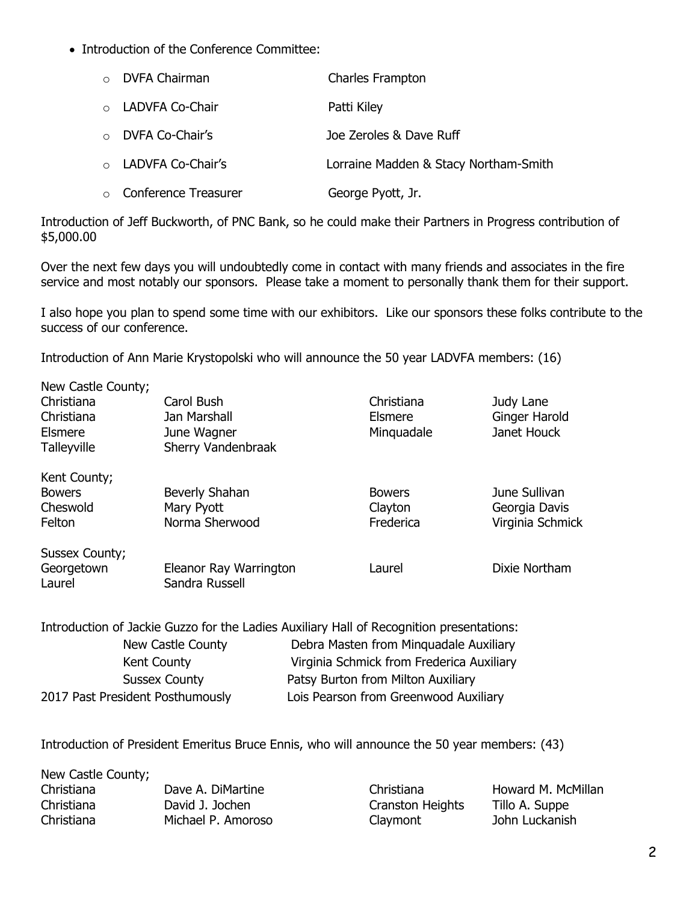- Introduction of the Conference Committee:
  - DVFA Chairman — Charles Frampton
  - LADVFA Co-Chair — Patti Kiley
  - DVFA Co-Chair's — Joe Zeroles & Dave Ruff
  - LADVFA Co-Chair's — Lorraine Madden & Stacy Northam-Smith
  - Conference Treasurer — George Pyott, Jr.

Introduction of Jeff Buckworth, of PNC Bank, so he could make their Partners in Progress contribution of $5,000.00

Over the next few days you will undoubtedly come in contact with many friends and associates in the fire service and most notably our sponsors. Please take a moment to personally thank them for their support.

I also hope you plan to spend some time with our exhibitors. Like our sponsors these folks contribute to the success of our conference.

Introduction of Ann Marie Krystopolski who will announce the 50 year LADVFA members: (16)

New Castle County;

| | | | |
|---|---|---|---|
| Christiana | Carol Bush | Christiana | Judy Lane |
| Christiana | Jan Marshall | Elsmere | Ginger Harold |
| Elsmere | June Wagner | Minquadale | Janet Houck |
| Talleyville | Sherry Vandenbraak | | |

Kent County;

| | | | |
|---|---|---|---|
| Bowers | Beverly Shahan | Bowers | June Sullivan |
| Cheswold | Mary Pyott | Clayton | Georgia Davis |
| Felton | Norma Sherwood | Frederica | Virginia Schmick |

Sussex County;

| | | | |
|---|---|---|---|
| Georgetown | Eleanor Ray Warrington | Laurel | Dixie Northam |
| Laurel | Sandra Russell | | |

Introduction of Jackie Guzzo for the Ladies Auxiliary Hall of Recognition presentations:

| | |
|---|---|
| New Castle County | Debra Masten from Minquadale Auxiliary |
| Kent County | Virginia Schmick from Frederica Auxiliary |
| Sussex County | Patsy Burton from Milton Auxiliary |
| 2017 Past President Posthumously | Lois Pearson from Greenwood Auxiliary |

Introduction of President Emeritus Bruce Ennis, who will announce the 50 year members: (43)

New Castle County;

| | | | |
|---|---|---|---|
| Christiana | Dave A. DiMartine | Christiana | Howard M. McMillan |
| Christiana | David J. Jochen | Cranston Heights | Tillo A. Suppe |
| Christiana | Michael P. Amoroso | Claymont | John Luckanish |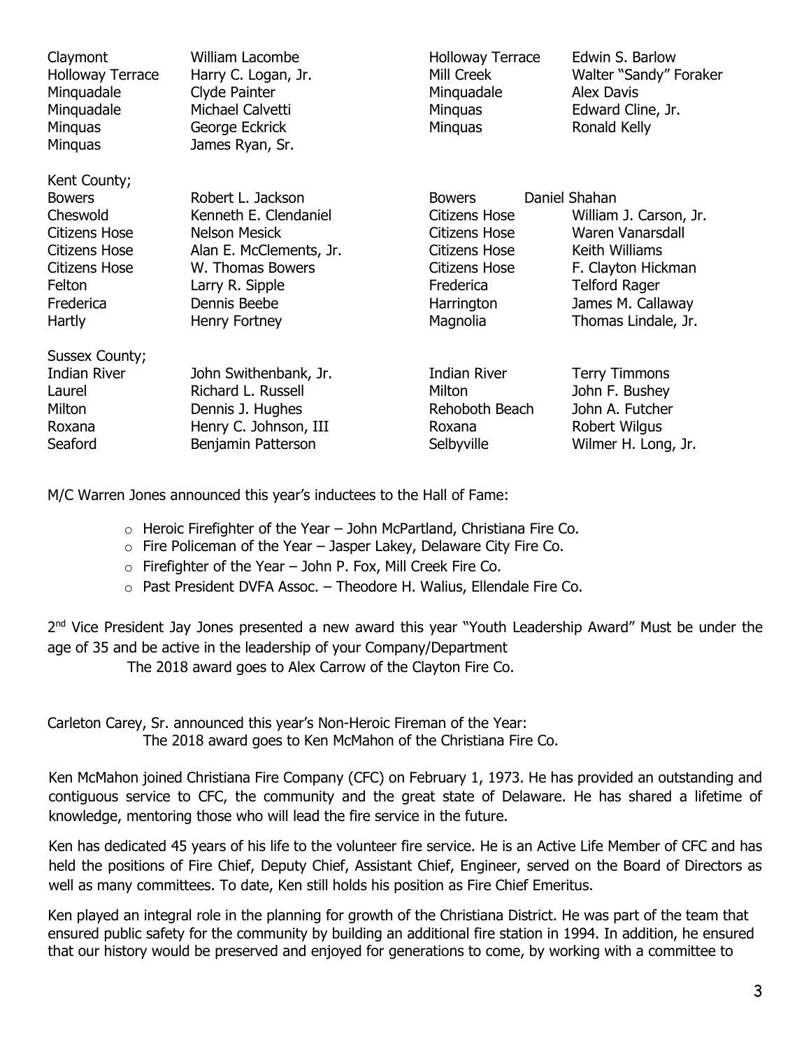| | | | |
|---|---|---|---|
| Claymont | William Lacombe | Holloway Terrace | Edwin S. Barlow |
| Holloway Terrace | Harry C. Logan, Jr. | Mill Creek | Walter "Sandy" Foraker |
| Minquadale | Clyde Painter | Minquadale | Alex Davis |
| Minquadale | Michael Calvetti | Minquas | Edward Cline, Jr. |
| Minquas | George Eckrick | Minquas | Ronald Kelly |
| Minquas | James Ryan, Sr. | | |

Kent County;

| | | | |
|---|---|---|---|
| Bowers | Robert L. Jackson | Bowers | Daniel Shahan |
| Cheswold | Kenneth E. Clendaniel | Citizens Hose | William J. Carson, Jr. |
| Citizens Hose | Nelson Mesick | Citizens Hose | Waren Vanarsdall |
| Citizens Hose | Alan E. McClements, Jr. | Citizens Hose | Keith Williams |
| Citizens Hose | W. Thomas Bowers | Citizens Hose | F. Clayton Hickman |
| Felton | Larry R. Sipple | Frederica | Telford Rager |
| Frederica | Dennis Beebe | Harrington | James M. Callaway |
| Hartly | Henry Fortney | Magnolia | Thomas Lindale, Jr. |

Sussex County;

| | | | |
|---|---|---|---|
| Indian River | John Swithenbank, Jr. | Indian River | Terry Timmons |
| Laurel | Richard L. Russell | Milton | John F. Bushey |
| Milton | Dennis J. Hughes | Rehoboth Beach | John A. Futcher |
| Roxana | Henry C. Johnson, III | Roxana | Robert Wilgus |
| Seaford | Benjamin Patterson | Selbyville | Wilmer H. Long, Jr. |

M/C Warren Jones announced this year's inductees to the Hall of Fame:

- Heroic Firefighter of the Year – John McPartland, Christiana Fire Co.
- Fire Policeman of the Year – Jasper Lakey, Delaware City Fire Co.
- Firefighter of the Year – John P. Fox, Mill Creek Fire Co.
- Past President DVFA Assoc. – Theodore H. Walius, Ellendale Fire Co.

2nd Vice President Jay Jones presented a new award this year "Youth Leadership Award" Must be under the age of 35 and be active in the leadership of your Company/Department

The 2018 award goes to Alex Carrow of the Clayton Fire Co.

Carleton Carey, Sr. announced this year's Non-Heroic Fireman of the Year:

The 2018 award goes to Ken McMahon of the Christiana Fire Co.

Ken McMahon joined Christiana Fire Company (CFC) on February 1, 1973. He has provided an outstanding and contiguous service to CFC, the community and the great state of Delaware. He has shared a lifetime of knowledge, mentoring those who will lead the fire service in the future.

Ken has dedicated 45 years of his life to the volunteer fire service. He is an Active Life Member of CFC and has held the positions of Fire Chief, Deputy Chief, Assistant Chief, Engineer, served on the Board of Directors as well as many committees. To date, Ken still holds his position as Fire Chief Emeritus.

Ken played an integral role in the planning for growth of the Christiana District. He was part of the team that ensured public safety for the community by building an additional fire station in 1994. In addition, he ensured that our history would be preserved and enjoyed for generations to come, by working with a committee to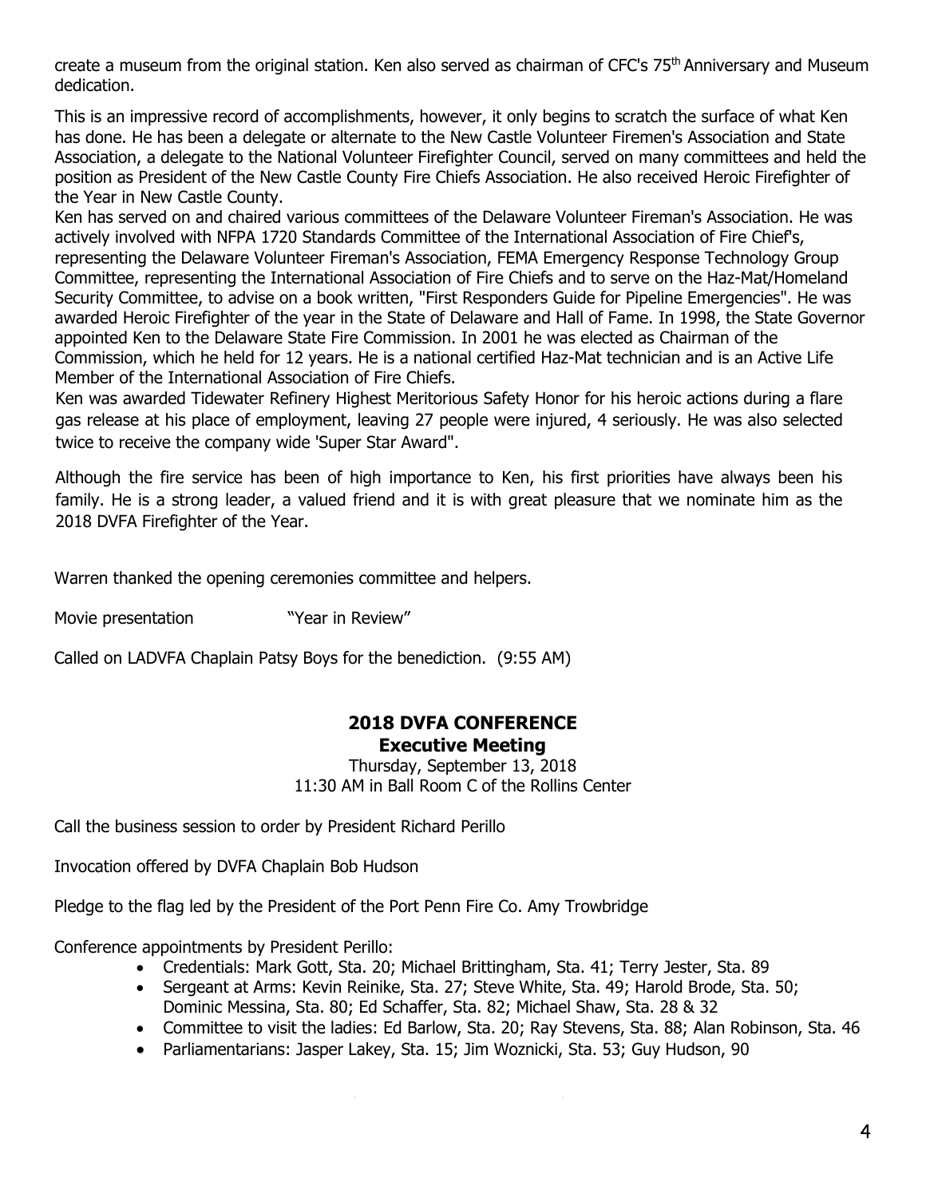create a museum from the original station. Ken also served as chairman of CFC's 75th Anniversary and Museum dedication.

This is an impressive record of accomplishments, however, it only begins to scratch the surface of what Ken has done. He has been a delegate or alternate to the New Castle Volunteer Firemen's Association and State Association, a delegate to the National Volunteer Firefighter Council, served on many committees and held the position as President of the New Castle County Fire Chiefs Association. He also received Heroic Firefighter of the Year in New Castle County.

Ken has served on and chaired various committees of the Delaware Volunteer Fireman's Association. He was actively involved with NFPA 1720 Standards Committee of the International Association of Fire Chief's, representing the Delaware Volunteer Fireman's Association, FEMA Emergency Response Technology Group Committee, representing the International Association of Fire Chiefs and to serve on the Haz-Mat/Homeland Security Committee, to advise on a book written, "First Responders Guide for Pipeline Emergencies". He was awarded Heroic Firefighter of the year in the State of Delaware and Hall of Fame. In 1998, the State Governor appointed Ken to the Delaware State Fire Commission. In 2001 he was elected as Chairman of the Commission, which he held for 12 years. He is a national certified Haz-Mat technician and is an Active Life Member of the International Association of Fire Chiefs.

Ken was awarded Tidewater Refinery Highest Meritorious Safety Honor for his heroic actions during a flare gas release at his place of employment, leaving 27 people were injured, 4 seriously. He was also selected twice to receive the company wide 'Super Star Award".

Although the fire service has been of high importance to Ken, his first priorities have always been his family. He is a strong leader, a valued friend and it is with great pleasure that we nominate him as the 2018 DVFA Firefighter of the Year.

Warren thanked the opening ceremonies committee and helpers.

Movie presentation "Year in Review"

Called on LADVFA Chaplain Patsy Boys for the benediction. (9:55 AM)

## 2018 DVFA CONFERENCE
### Executive Meeting

Thursday, September 13, 2018
11:30 AM in Ball Room C of the Rollins Center

Call the business session to order by President Richard Perillo

Invocation offered by DVFA Chaplain Bob Hudson

Pledge to the flag led by the President of the Port Penn Fire Co. Amy Trowbridge

Conference appointments by President Perillo:

- Credentials: Mark Gott, Sta. 20; Michael Brittingham, Sta. 41; Terry Jester, Sta. 89
- Sergeant at Arms: Kevin Reinike, Sta. 27; Steve White, Sta. 49; Harold Brode, Sta. 50; Dominic Messina, Sta. 80; Ed Schaffer, Sta. 82; Michael Shaw, Sta. 28 & 32
- Committee to visit the ladies: Ed Barlow, Sta. 20; Ray Stevens, Sta. 88; Alan Robinson, Sta. 46
- Parliamentarians: Jasper Lakey, Sta. 15; Jim Woznicki, Sta. 53; Guy Hudson, 90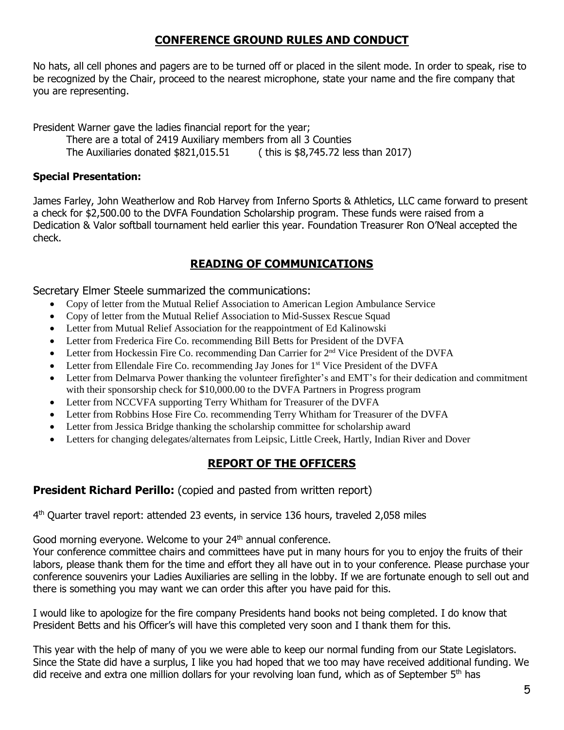## CONFERENCE GROUND RULES AND CONDUCT

No hats, all cell phones and pagers are to be turned off or placed in the silent mode. In order to speak, rise to be recognized by the Chair, proceed to the nearest microphone, state your name and the fire company that you are representing.

President Warner gave the ladies financial report for the year;

There are a total of 2419 Auxiliary members from all 3 Counties
The Auxiliaries donated $821,015.51 ( this is $8,745.72 less than 2017)

**Special Presentation:**

James Farley, John Weatherlow and Rob Harvey from Inferno Sports & Athletics, LLC came forward to present a check for $2,500.00 to the DVFA Foundation Scholarship program. These funds were raised from a Dedication & Valor softball tournament held earlier this year. Foundation Treasurer Ron O'Neal accepted the check.

## READING OF COMMUNICATIONS

Secretary Elmer Steele summarized the communications:

- Copy of letter from the Mutual Relief Association to American Legion Ambulance Service
- Copy of letter from the Mutual Relief Association to Mid-Sussex Rescue Squad
- Letter from Mutual Relief Association for the reappointment of Ed Kalinowski
- Letter from Frederica Fire Co. recommending Bill Betts for President of the DVFA
- Letter from Hockessin Fire Co. recommending Dan Carrier for 2nd Vice President of the DVFA
- Letter from Ellendale Fire Co. recommending Jay Jones for 1st Vice President of the DVFA
- Letter from Delmarva Power thanking the volunteer firefighter's and EMT's for their dedication and commitment with their sponsorship check for $10,000.00 to the DVFA Partners in Progress program
- Letter from NCCVFA supporting Terry Whitham for Treasurer of the DVFA
- Letter from Robbins Hose Fire Co. recommending Terry Whitham for Treasurer of the DVFA
- Letter from Jessica Bridge thanking the scholarship committee for scholarship award
- Letters for changing delegates/alternates from Leipsic, Little Creek, Hartly, Indian River and Dover

## REPORT OF THE OFFICERS

### President Richard Perillo: (copied and pasted from written report)

4th Quarter travel report: attended 23 events, in service 136 hours, traveled 2,058 miles

Good morning everyone. Welcome to your 24th annual conference.
Your conference committee chairs and committees have put in many hours for you to enjoy the fruits of their labors, please thank them for the time and effort they all have out in to your conference. Please purchase your conference souvenirs your Ladies Auxiliaries are selling in the lobby. If we are fortunate enough to sell out and there is something you may want we can order this after you have paid for this.

I would like to apologize for the fire company Presidents hand books not being completed. I do know that President Betts and his Officer's will have this completed very soon and I thank them for this.

This year with the help of many of you we were able to keep our normal funding from our State Legislators. Since the State did have a surplus, I like you had hoped that we too may have received additional funding. We did receive and extra one million dollars for your revolving loan fund, which as of September 5th has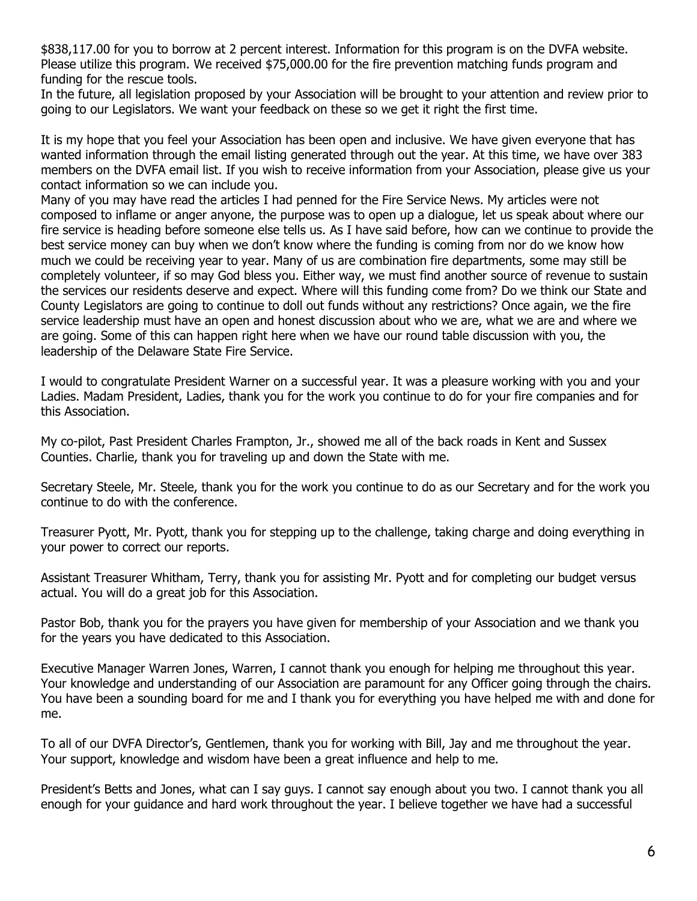$838,117.00 for you to borrow at 2 percent interest. Information for this program is on the DVFA website. Please utilize this program. We received $75,000.00 for the fire prevention matching funds program and funding for the rescue tools.
In the future, all legislation proposed by your Association will be brought to your attention and review prior to going to our Legislators. We want your feedback on these so we get it right the first time.

It is my hope that you feel your Association has been open and inclusive. We have given everyone that has wanted information through the email listing generated through out the year. At this time, we have over 383 members on the DVFA email list. If you wish to receive information from your Association, please give us your contact information so we can include you.
Many of you may have read the articles I had penned for the Fire Service News. My articles were not composed to inflame or anger anyone, the purpose was to open up a dialogue, let us speak about where our fire service is heading before someone else tells us. As I have said before, how can we continue to provide the best service money can buy when we don't know where the funding is coming from nor do we know how much we could be receiving year to year. Many of us are combination fire departments, some may still be completely volunteer, if so may God bless you. Either way, we must find another source of revenue to sustain the services our residents deserve and expect. Where will this funding come from? Do we think our State and County Legislators are going to continue to doll out funds without any restrictions? Once again, we the fire service leadership must have an open and honest discussion about who we are, what we are and where we are going. Some of this can happen right here when we have our round table discussion with you, the leadership of the Delaware State Fire Service.

I would to congratulate President Warner on a successful year. It was a pleasure working with you and your Ladies. Madam President, Ladies, thank you for the work you continue to do for your fire companies and for this Association.

My co-pilot, Past President Charles Frampton, Jr., showed me all of the back roads in Kent and Sussex Counties. Charlie, thank you for traveling up and down the State with me.

Secretary Steele, Mr. Steele, thank you for the work you continue to do as our Secretary and for the work you continue to do with the conference.

Treasurer Pyott, Mr. Pyott, thank you for stepping up to the challenge, taking charge and doing everything in your power to correct our reports.

Assistant Treasurer Whitham, Terry, thank you for assisting Mr. Pyott and for completing our budget versus actual. You will do a great job for this Association.

Pastor Bob, thank you for the prayers you have given for membership of your Association and we thank you for the years you have dedicated to this Association.

Executive Manager Warren Jones, Warren, I cannot thank you enough for helping me throughout this year. Your knowledge and understanding of our Association are paramount for any Officer going through the chairs. You have been a sounding board for me and I thank you for everything you have helped me with and done for me.

To all of our DVFA Director's, Gentlemen, thank you for working with Bill, Jay and me throughout the year. Your support, knowledge and wisdom have been a great influence and help to me.

President's Betts and Jones, what can I say guys. I cannot say enough about you two. I cannot thank you all enough for your guidance and hard work throughout the year. I believe together we have had a successful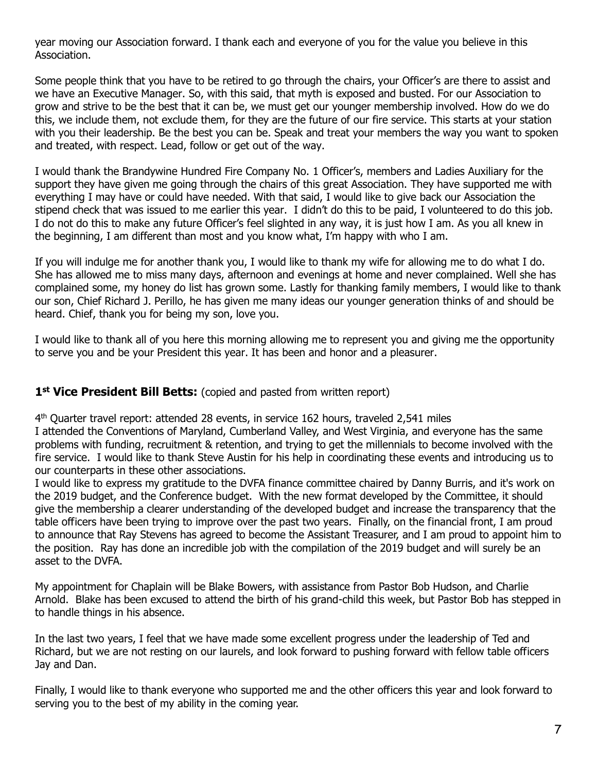year moving our Association forward. I thank each and everyone of you for the value you believe in this Association.

Some people think that you have to be retired to go through the chairs, your Officer's are there to assist and we have an Executive Manager. So, with this said, that myth is exposed and busted. For our Association to grow and strive to be the best that it can be, we must get our younger membership involved. How do we do this, we include them, not exclude them, for they are the future of our fire service. This starts at your station with you their leadership. Be the best you can be. Speak and treat your members the way you want to spoken and treated, with respect. Lead, follow or get out of the way.

I would thank the Brandywine Hundred Fire Company No. 1 Officer's, members and Ladies Auxiliary for the support they have given me going through the chairs of this great Association. They have supported me with everything I may have or could have needed. With that said, I would like to give back our Association the stipend check that was issued to me earlier this year. I didn't do this to be paid, I volunteered to do this job. I do not do this to make any future Officer's feel slighted in any way, it is just how I am. As you all knew in the beginning, I am different than most and you know what, I'm happy with who I am.

If you will indulge me for another thank you, I would like to thank my wife for allowing me to do what I do. She has allowed me to miss many days, afternoon and evenings at home and never complained. Well she has complained some, my honey do list has grown some. Lastly for thanking family members, I would like to thank our son, Chief Richard J. Perillo, he has given me many ideas our younger generation thinks of and should be heard. Chief, thank you for being my son, love you.

I would like to thank all of you here this morning allowing me to represent you and giving me the opportunity to serve you and be your President this year. It has been and honor and a pleasurer.

### 1st Vice President Bill Betts: (copied and pasted from written report)

4th Quarter travel report: attended 28 events, in service 162 hours, traveled 2,541 miles

I attended the Conventions of Maryland, Cumberland Valley, and West Virginia, and everyone has the same problems with funding, recruitment & retention, and trying to get the millennials to become involved with the fire service. I would like to thank Steve Austin for his help in coordinating these events and introducing us to our counterparts in these other associations.

I would like to express my gratitude to the DVFA finance committee chaired by Danny Burris, and it's work on the 2019 budget, and the Conference budget. With the new format developed by the Committee, it should give the membership a clearer understanding of the developed budget and increase the transparency that the table officers have been trying to improve over the past two years. Finally, on the financial front, I am proud to announce that Ray Stevens has agreed to become the Assistant Treasurer, and I am proud to appoint him to the position. Ray has done an incredible job with the compilation of the 2019 budget and will surely be an asset to the DVFA.

My appointment for Chaplain will be Blake Bowers, with assistance from Pastor Bob Hudson, and Charlie Arnold. Blake has been excused to attend the birth of his grand-child this week, but Pastor Bob has stepped in to handle things in his absence.

In the last two years, I feel that we have made some excellent progress under the leadership of Ted and Richard, but we are not resting on our laurels, and look forward to pushing forward with fellow table officers Jay and Dan.

Finally, I would like to thank everyone who supported me and the other officers this year and look forward to serving you to the best of my ability in the coming year.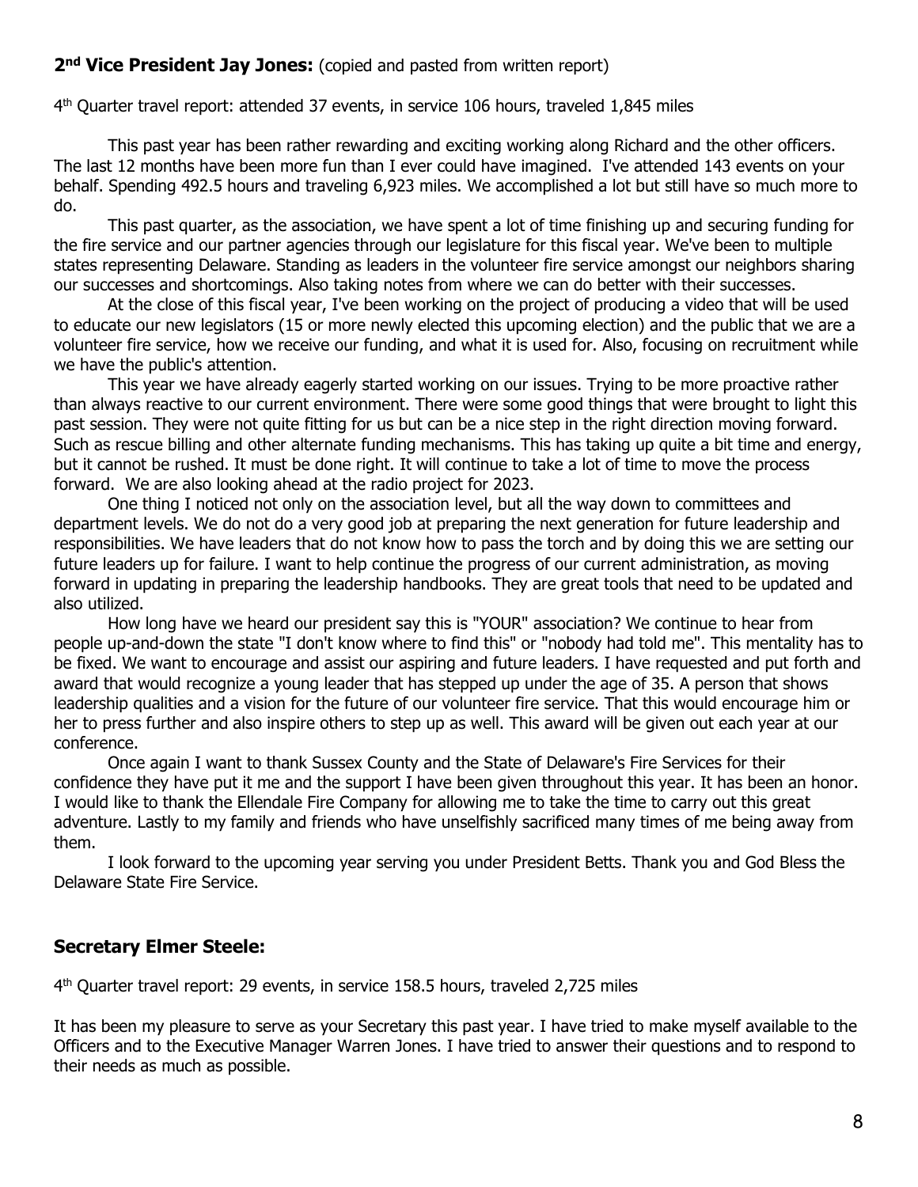**2nd Vice President Jay Jones:** (copied and pasted from written report)

4th Quarter travel report: attended 37 events, in service 106 hours, traveled 1,845 miles

This past year has been rather rewarding and exciting working along Richard and the other officers. The last 12 months have been more fun than I ever could have imagined. I've attended 143 events on your behalf. Spending 492.5 hours and traveling 6,923 miles. We accomplished a lot but still have so much more to do.

This past quarter, as the association, we have spent a lot of time finishing up and securing funding for the fire service and our partner agencies through our legislature for this fiscal year. We've been to multiple states representing Delaware. Standing as leaders in the volunteer fire service amongst our neighbors sharing our successes and shortcomings. Also taking notes from where we can do better with their successes.

At the close of this fiscal year, I've been working on the project of producing a video that will be used to educate our new legislators (15 or more newly elected this upcoming election) and the public that we are a volunteer fire service, how we receive our funding, and what it is used for. Also, focusing on recruitment while we have the public's attention.

This year we have already eagerly started working on our issues. Trying to be more proactive rather than always reactive to our current environment. There were some good things that were brought to light this past session. They were not quite fitting for us but can be a nice step in the right direction moving forward. Such as rescue billing and other alternate funding mechanisms. This has taking up quite a bit time and energy, but it cannot be rushed. It must be done right. It will continue to take a lot of time to move the process forward. We are also looking ahead at the radio project for 2023.

One thing I noticed not only on the association level, but all the way down to committees and department levels. We do not do a very good job at preparing the next generation for future leadership and responsibilities. We have leaders that do not know how to pass the torch and by doing this we are setting our future leaders up for failure. I want to help continue the progress of our current administration, as moving forward in updating in preparing the leadership handbooks. They are great tools that need to be updated and also utilized.

How long have we heard our president say this is "YOUR" association? We continue to hear from people up-and-down the state "I don't know where to find this" or "nobody had told me". This mentality has to be fixed. We want to encourage and assist our aspiring and future leaders. I have requested and put forth and award that would recognize a young leader that has stepped up under the age of 35. A person that shows leadership qualities and a vision for the future of our volunteer fire service. That this would encourage him or her to press further and also inspire others to step up as well. This award will be given out each year at our conference.

Once again I want to thank Sussex County and the State of Delaware's Fire Services for their confidence they have put it me and the support I have been given throughout this year. It has been an honor. I would like to thank the Ellendale Fire Company for allowing me to take the time to carry out this great adventure. Lastly to my family and friends who have unselfishly sacrificed many times of me being away from them.

I look forward to the upcoming year serving you under President Betts. Thank you and God Bless the Delaware State Fire Service.

**Secretary Elmer Steele:**

4th Quarter travel report: 29 events, in service 158.5 hours, traveled 2,725 miles

It has been my pleasure to serve as your Secretary this past year. I have tried to make myself available to the Officers and to the Executive Manager Warren Jones. I have tried to answer their questions and to respond to their needs as much as possible.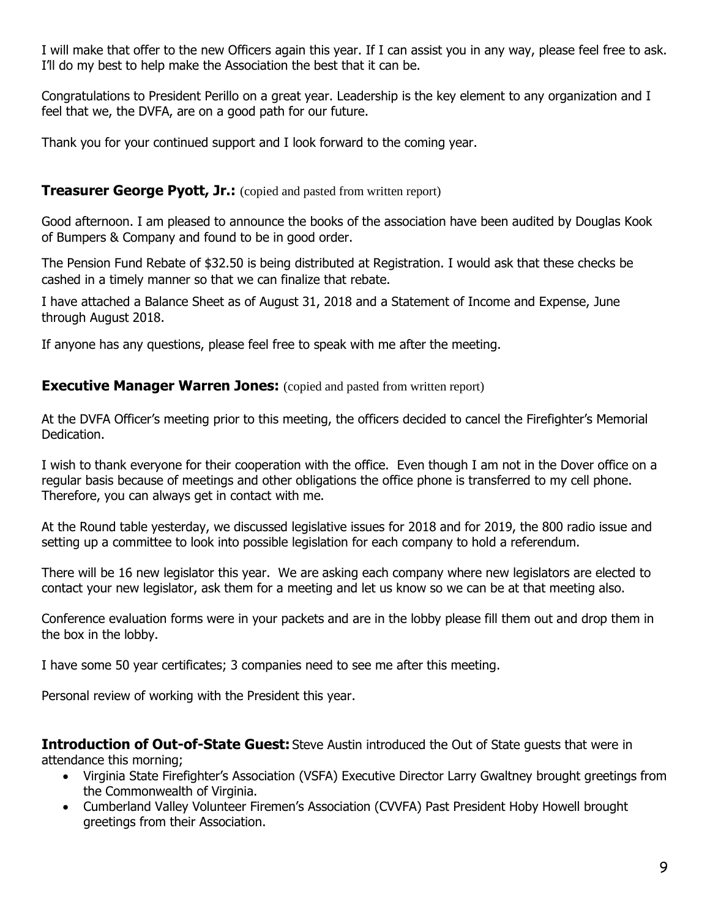I will make that offer to the new Officers again this year. If I can assist you in any way, please feel free to ask. I'll do my best to help make the Association the best that it can be.

Congratulations to President Perillo on a great year. Leadership is the key element to any organization and I feel that we, the DVFA, are on a good path for our future.

Thank you for your continued support and I look forward to the coming year.

**Treasurer George Pyott, Jr.:** (copied and pasted from written report)

Good afternoon. I am pleased to announce the books of the association have been audited by Douglas Kook of Bumpers & Company and found to be in good order.

The Pension Fund Rebate of $32.50 is being distributed at Registration. I would ask that these checks be cashed in a timely manner so that we can finalize that rebate.

I have attached a Balance Sheet as of August 31, 2018 and a Statement of Income and Expense, June through August 2018.

If anyone has any questions, please feel free to speak with me after the meeting.

**Executive Manager Warren Jones:** (copied and pasted from written report)

At the DVFA Officer's meeting prior to this meeting, the officers decided to cancel the Firefighter's Memorial Dedication.

I wish to thank everyone for their cooperation with the office. Even though I am not in the Dover office on a regular basis because of meetings and other obligations the office phone is transferred to my cell phone. Therefore, you can always get in contact with me.

At the Round table yesterday, we discussed legislative issues for 2018 and for 2019, the 800 radio issue and setting up a committee to look into possible legislation for each company to hold a referendum.

There will be 16 new legislator this year. We are asking each company where new legislators are elected to contact your new legislator, ask them for a meeting and let us know so we can be at that meeting also.

Conference evaluation forms were in your packets and are in the lobby please fill them out and drop them in the box in the lobby.

I have some 50 year certificates; 3 companies need to see me after this meeting.

Personal review of working with the President this year.

**Introduction of Out-of-State Guest:** Steve Austin introduced the Out of State guests that were in attendance this morning;

- Virginia State Firefighter's Association (VSFA) Executive Director Larry Gwaltney brought greetings from the Commonwealth of Virginia.
- Cumberland Valley Volunteer Firemen's Association (CVVFA) Past President Hoby Howell brought greetings from their Association.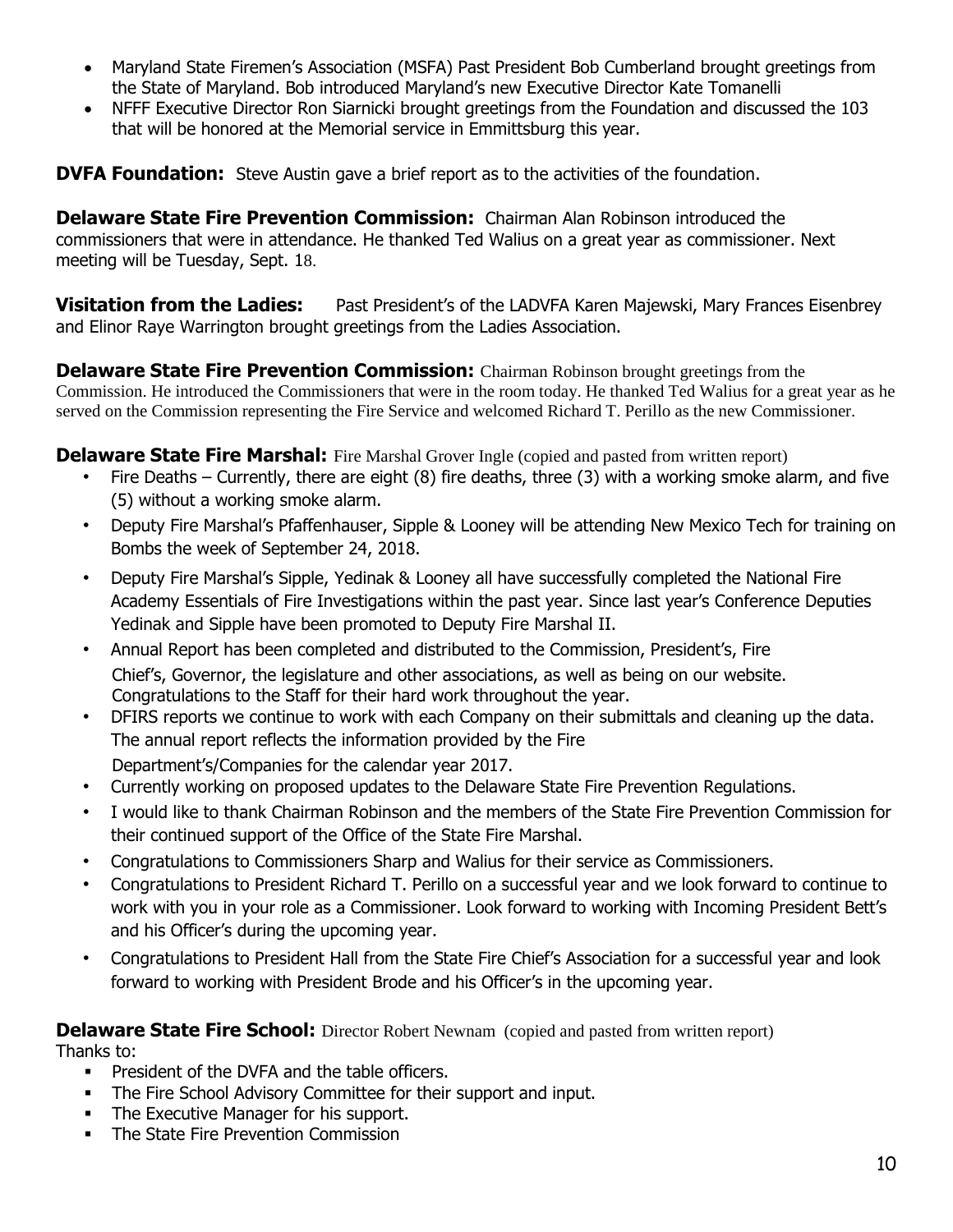- Maryland State Firemen's Association (MSFA) Past President Bob Cumberland brought greetings from the State of Maryland. Bob introduced Maryland's new Executive Director Kate Tomanelli
- NFFF Executive Director Ron Siarnicki brought greetings from the Foundation and discussed the 103 that will be honored at the Memorial service in Emmittsburg this year.

**DVFA Foundation:** Steve Austin gave a brief report as to the activities of the foundation.

**Delaware State Fire Prevention Commission:** Chairman Alan Robinson introduced the commissioners that were in attendance. He thanked Ted Walius on a great year as commissioner. Next meeting will be Tuesday, Sept. 18.

**Visitation from the Ladies:** Past President's of the LADVFA Karen Majewski, Mary Frances Eisenbrey and Elinor Raye Warrington brought greetings from the Ladies Association.

**Delaware State Fire Prevention Commission:** Chairman Robinson brought greetings from the Commission. He introduced the Commissioners that were in the room today. He thanked Ted Walius for a great year as he served on the Commission representing the Fire Service and welcomed Richard T. Perillo as the new Commissioner.

**Delaware State Fire Marshal:** Fire Marshal Grover Ingle (copied and pasted from written report)

- Fire Deaths – Currently, there are eight (8) fire deaths, three (3) with a working smoke alarm, and five (5) without a working smoke alarm.
- Deputy Fire Marshal's Pfaffenhauser, Sipple & Looney will be attending New Mexico Tech for training on Bombs the week of September 24, 2018.
- Deputy Fire Marshal's Sipple, Yedinak & Looney all have successfully completed the National Fire Academy Essentials of Fire Investigations within the past year. Since last year's Conference Deputies Yedinak and Sipple have been promoted to Deputy Fire Marshal II.
- Annual Report has been completed and distributed to the Commission, President's, Fire Chief's, Governor, the legislature and other associations, as well as being on our website. Congratulations to the Staff for their hard work throughout the year.
- DFIRS reports we continue to work with each Company on their submittals and cleaning up the data. The annual report reflects the information provided by the Fire Department's/Companies for the calendar year 2017.
- Currently working on proposed updates to the Delaware State Fire Prevention Regulations.
- I would like to thank Chairman Robinson and the members of the State Fire Prevention Commission for their continued support of the Office of the State Fire Marshal.
- Congratulations to Commissioners Sharp and Walius for their service as Commissioners.
- Congratulations to President Richard T. Perillo on a successful year and we look forward to continue to work with you in your role as a Commissioner. Look forward to working with Incoming President Bett's and his Officer's during the upcoming year.
- Congratulations to President Hall from the State Fire Chief's Association for a successful year and look forward to working with President Brode and his Officer's in the upcoming year.

**Delaware State Fire School:** Director Robert Newnam (copied and pasted from written report)

Thanks to:

- President of the DVFA and the table officers.
- The Fire School Advisory Committee for their support and input.
- The Executive Manager for his support.
- The State Fire Prevention Commission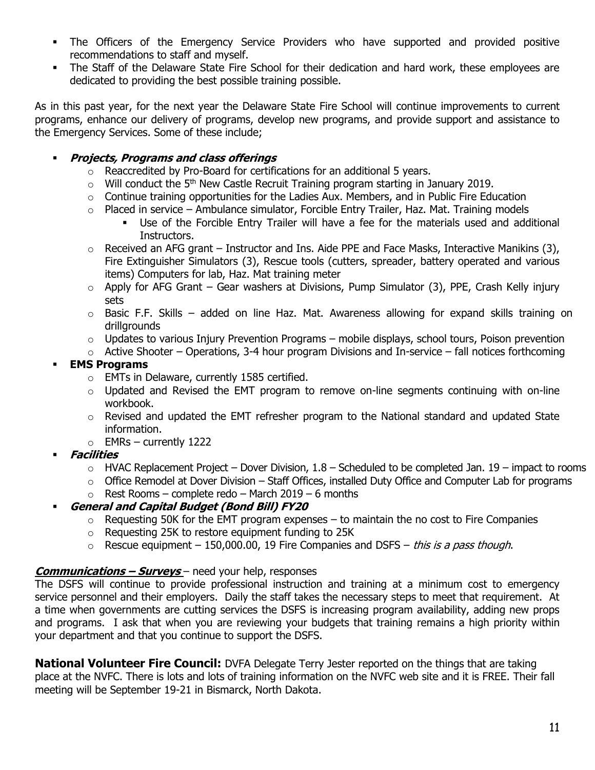- The Officers of the Emergency Service Providers who have supported and provided positive recommendations to staff and myself.
- The Staff of the Delaware State Fire School for their dedication and hard work, these employees are dedicated to providing the best possible training possible.

As in this past year, for the next year the Delaware State Fire School will continue improvements to current programs, enhance our delivery of programs, develop new programs, and provide support and assistance to the Emergency Services. Some of these include;

- ***Projects, Programs and class offerings***
  - Reaccredited by Pro-Board for certifications for an additional 5 years.
  - Will conduct the 5th New Castle Recruit Training program starting in January 2019.
  - Continue training opportunities for the Ladies Aux. Members, and in Public Fire Education
  - Placed in service – Ambulance simulator, Forcible Entry Trailer, Haz. Mat. Training models
    - Use of the Forcible Entry Trailer will have a fee for the materials used and additional Instructors.
  - Received an AFG grant – Instructor and Ins. Aide PPE and Face Masks, Interactive Manikins (3), Fire Extinguisher Simulators (3), Rescue tools (cutters, spreader, battery operated and various items) Computers for lab, Haz. Mat training meter
  - Apply for AFG Grant – Gear washers at Divisions, Pump Simulator (3), PPE, Crash Kelly injury sets
  - Basic F.F. Skills – added on line Haz. Mat. Awareness allowing for expand skills training on drillgrounds
  - Updates to various Injury Prevention Programs – mobile displays, school tours, Poison prevention
  - Active Shooter – Operations, 3-4 hour program Divisions and In-service – fall notices forthcoming
- **EMS Programs**
  - EMTs in Delaware, currently 1585 certified.
  - Updated and Revised the EMT program to remove on-line segments continuing with on-line workbook.
  - Revised and updated the EMT refresher program to the National standard and updated State information.
  - EMRs – currently 1222
- ***Facilities***
  - HVAC Replacement Project – Dover Division, 1.8 – Scheduled to be completed Jan. 19 – impact to rooms
  - Office Remodel at Dover Division – Staff Offices, installed Duty Office and Computer Lab for programs
  - Rest Rooms – complete redo – March 2019 – 6 months
- ***General and Capital Budget (Bond Bill) FY20***
  - Requesting 50K for the EMT program expenses – to maintain the no cost to Fire Companies
  - Requesting 25K to restore equipment funding to 25K
  - Rescue equipment – 150,000.00, 19 Fire Companies and DSFS – *this is a pass though*.

***Communications – Surveys*** – need your help, responses

The DSFS will continue to provide professional instruction and training at a minimum cost to emergency service personnel and their employers. Daily the staff takes the necessary steps to meet that requirement. At a time when governments are cutting services the DSFS is increasing program availability, adding new props and programs. I ask that when you are reviewing your budgets that training remains a high priority within your department and that you continue to support the DSFS.

**National Volunteer Fire Council:** DVFA Delegate Terry Jester reported on the things that are taking place at the NVFC. There is lots and lots of training information on the NVFC web site and it is FREE. Their fall meeting will be September 19-21 in Bismarck, North Dakota.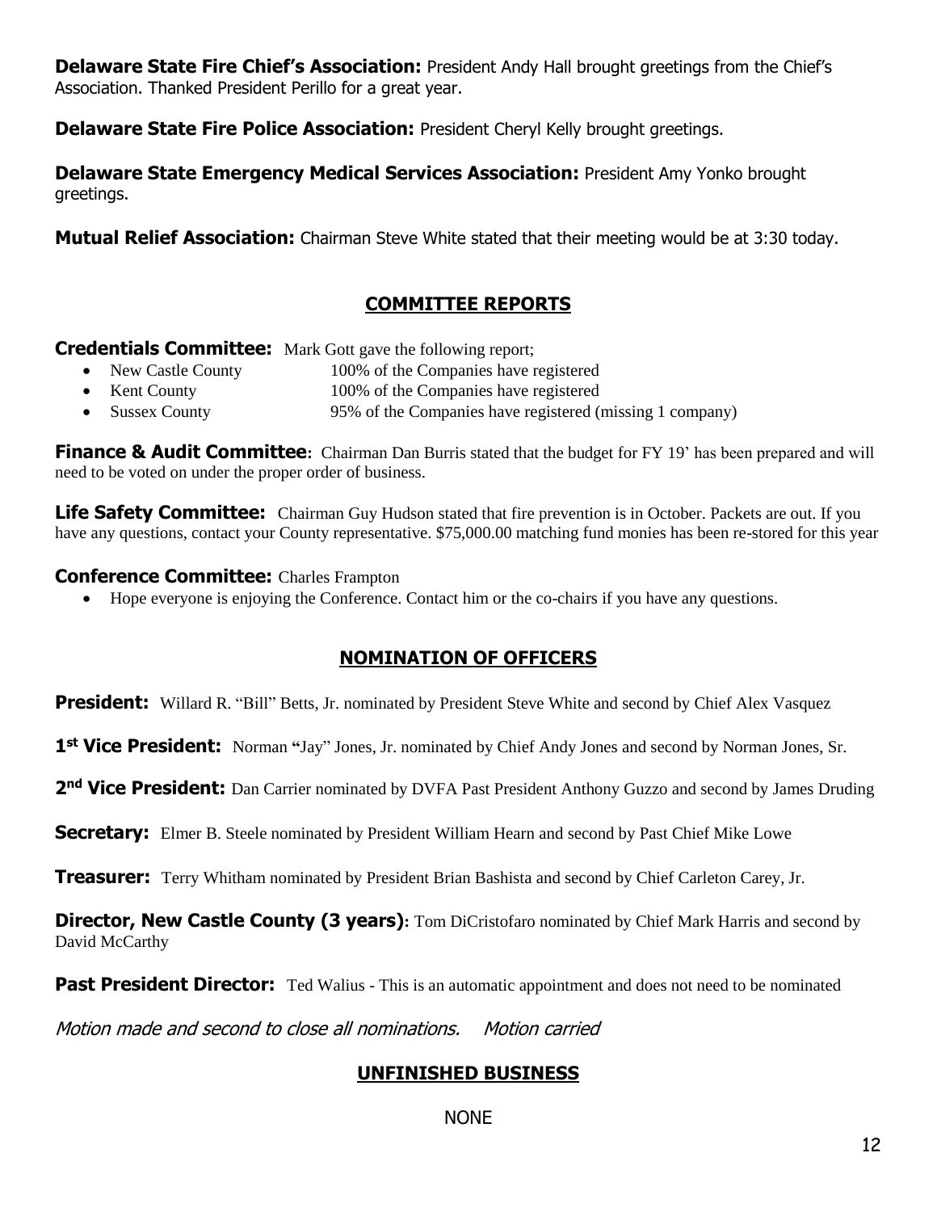**Delaware State Fire Chief's Association:** President Andy Hall brought greetings from the Chief's Association. Thanked President Perillo for a great year.

**Delaware State Fire Police Association:** President Cheryl Kelly brought greetings.

**Delaware State Emergency Medical Services Association:** President Amy Yonko brought greetings.

**Mutual Relief Association:** Chairman Steve White stated that their meeting would be at 3:30 today.

## COMMITTEE REPORTS

**Credentials Committee:** Mark Gott gave the following report;

- New Castle County 100% of the Companies have registered
- Kent County 100% of the Companies have registered
- Sussex County 95% of the Companies have registered (missing 1 company)

**Finance & Audit Committee:** Chairman Dan Burris stated that the budget for FY 19' has been prepared and will need to be voted on under the proper order of business.

**Life Safety Committee:** Chairman Guy Hudson stated that fire prevention is in October. Packets are out. If you have any questions, contact your County representative. $75,000.00 matching fund monies has been re-stored for this year

**Conference Committee:** Charles Frampton

- Hope everyone is enjoying the Conference. Contact him or the co-chairs if you have any questions.

## NOMINATION OF OFFICERS

**President:** Willard R. "Bill" Betts, Jr. nominated by President Steve White and second by Chief Alex Vasquez

**1st Vice President:** Norman "Jay" Jones, Jr. nominated by Chief Andy Jones and second by Norman Jones, Sr.

**2nd Vice President:** Dan Carrier nominated by DVFA Past President Anthony Guzzo and second by James Druding

**Secretary:** Elmer B. Steele nominated by President William Hearn and second by Past Chief Mike Lowe

**Treasurer:** Terry Whitham nominated by President Brian Bashista and second by Chief Carleton Carey, Jr.

**Director, New Castle County (3 years):** Tom DiCristofaro nominated by Chief Mark Harris and second by David McCarthy

**Past President Director:** Ted Walius - This is an automatic appointment and does not need to be nominated

*Motion made and second to close all nominations. Motion carried*

## UNFINISHED BUSINESS

NONE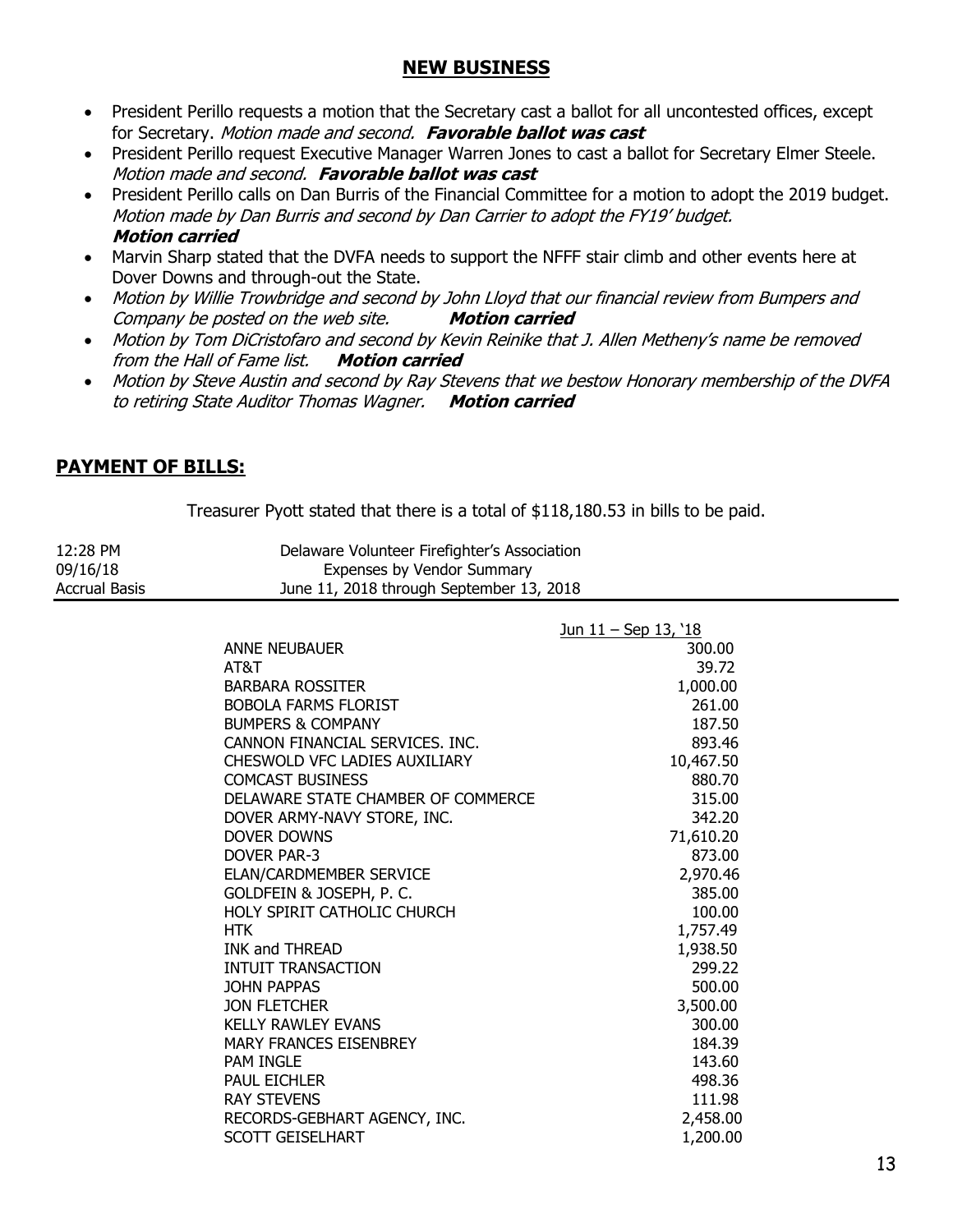## NEW BUSINESS

- President Perillo requests a motion that the Secretary cast a ballot for all uncontested offices, except for Secretary. *Motion made and second.* ***Favorable ballot was cast***
- President Perillo request Executive Manager Warren Jones to cast a ballot for Secretary Elmer Steele. *Motion made and second.* ***Favorable ballot was cast***
- President Perillo calls on Dan Burris of the Financial Committee for a motion to adopt the 2019 budget. *Motion made by Dan Burris and second by Dan Carrier to adopt the FY19' budget.* ***Motion carried***
- Marvin Sharp stated that the DVFA needs to support the NFFF stair climb and other events here at Dover Downs and through-out the State.
- *Motion by Willie Trowbridge and second by John Lloyd that our financial review from Bumpers and Company be posted on the web site.* ***Motion carried***
- *Motion by Tom DiCristofaro and second by Kevin Reinike that J. Allen Metheny's name be removed from the Hall of Fame list.* ***Motion carried***
- *Motion by Steve Austin and second by Ray Stevens that we bestow Honorary membership of the DVFA to retiring State Auditor Thomas Wagner.* ***Motion carried***

## PAYMENT OF BILLS:

Treasurer Pyott stated that there is a total of $118,180.53 in bills to be paid.

12:28 PM — Delaware Volunteer Firefighter's Association
09/16/18 — Expenses by Vendor Summary
Accrual Basis — June 11, 2018 through September 13, 2018

| | Jun 11 – Sep 13, '18 |
|---|---|
| ANNE NEUBAUER | 300.00 |
| AT&T | 39.72 |
| BARBARA ROSSITER | 1,000.00 |
| BOBOLA FARMS FLORIST | 261.00 |
| BUMPERS & COMPANY | 187.50 |
| CANNON FINANCIAL SERVICES. INC. | 893.46 |
| CHESWOLD VFC LADIES AUXILIARY | 10,467.50 |
| COMCAST BUSINESS | 880.70 |
| DELAWARE STATE CHAMBER OF COMMERCE | 315.00 |
| DOVER ARMY-NAVY STORE, INC. | 342.20 |
| DOVER DOWNS | 71,610.20 |
| DOVER PAR-3 | 873.00 |
| ELAN/CARDMEMBER SERVICE | 2,970.46 |
| GOLDFEIN & JOSEPH, P. C. | 385.00 |
| HOLY SPIRIT CATHOLIC CHURCH | 100.00 |
| HTK | 1,757.49 |
| INK and THREAD | 1,938.50 |
| INTUIT TRANSACTION | 299.22 |
| JOHN PAPPAS | 500.00 |
| JON FLETCHER | 3,500.00 |
| KELLY RAWLEY EVANS | 300.00 |
| MARY FRANCES EISENBREY | 184.39 |
| PAM INGLE | 143.60 |
| PAUL EICHLER | 498.36 |
| RAY STEVENS | 111.98 |
| RECORDS-GEBHART AGENCY, INC. | 2,458.00 |
| SCOTT GEISELHART | 1,200.00 |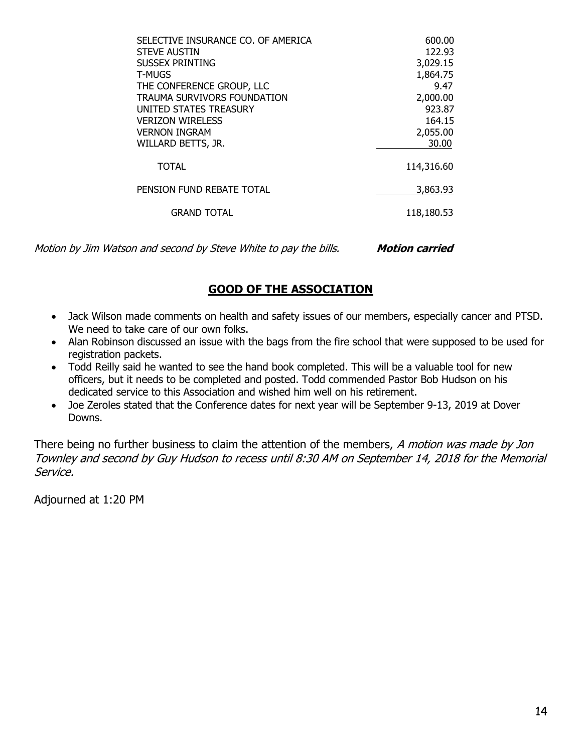| | |
|---|---|
| SELECTIVE INSURANCE CO. OF AMERICA | 600.00 |
| STEVE AUSTIN | 122.93 |
| SUSSEX PRINTING | 3,029.15 |
| T-MUGS | 1,864.75 |
| THE CONFERENCE GROUP, LLC | 9.47 |
| TRAUMA SURVIVORS FOUNDATION | 2,000.00 |
| UNITED STATES TREASURY | 923.87 |
| VERIZON WIRELESS | 164.15 |
| VERNON INGRAM | 2,055.00 |
| WILLARD BETTS, JR. | 30.00 |
| TOTAL | 114,316.60 |
| PENSION FUND REBATE TOTAL | 3,863.93 |
| GRAND TOTAL | 118,180.53 |

*Motion by Jim Watson and second by Steve White to pay the bills.* ***Motion carried***

## GOOD OF THE ASSOCIATION

- Jack Wilson made comments on health and safety issues of our members, especially cancer and PTSD. We need to take care of our own folks.
- Alan Robinson discussed an issue with the bags from the fire school that were supposed to be used for registration packets.
- Todd Reilly said he wanted to see the hand book completed. This will be a valuable tool for new officers, but it needs to be completed and posted. Todd commended Pastor Bob Hudson on his dedicated service to this Association and wished him well on his retirement.
- Joe Zeroles stated that the Conference dates for next year will be September 9-13, 2019 at Dover Downs.

There being no further business to claim the attention of the members, *A motion was made by Jon Townley and second by Guy Hudson to recess until 8:30 AM on September 14, 2018 for the Memorial Service.*

Adjourned at 1:20 PM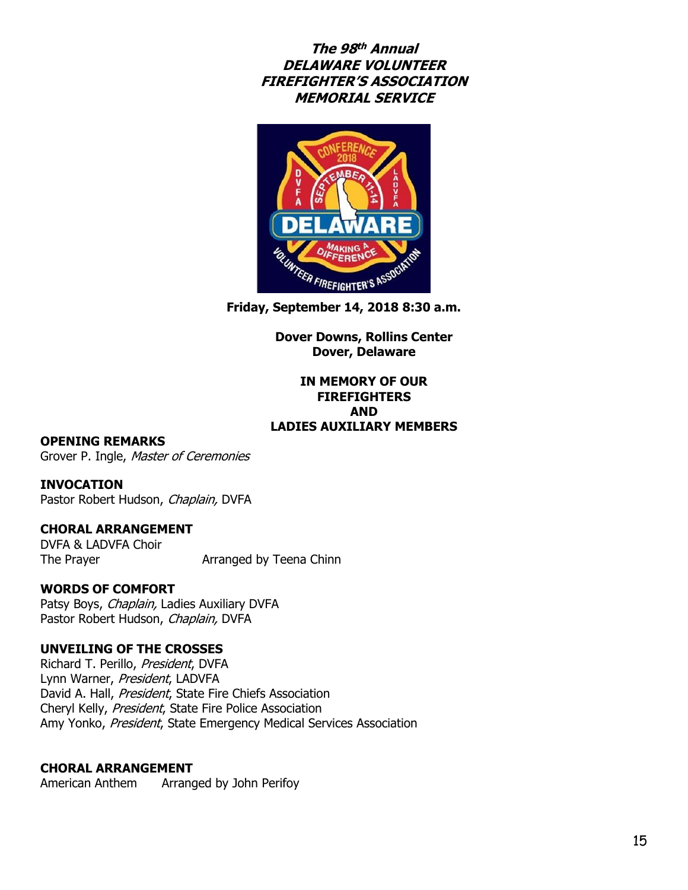# *The 98th Annual DELAWARE VOLUNTEER FIREFIGHTER'S ASSOCIATION MEMORIAL SERVICE*

**Friday, September 14, 2018 8:30 a.m.**

**Dover Downs, Rollins Center**
**Dover, Delaware**

**IN MEMORY OF OUR FIREFIGHTERS AND LADIES AUXILIARY MEMBERS**

**OPENING REMARKS**
Grover P. Ingle, *Master of Ceremonies*

**INVOCATION**
Pastor Robert Hudson, *Chaplain,* DVFA

**CHORAL ARRANGEMENT**
DVFA & LADVFA Choir
The Prayer Arranged by Teena Chinn

**WORDS OF COMFORT**
Patsy Boys, *Chaplain,* Ladies Auxiliary DVFA
Pastor Robert Hudson, *Chaplain,* DVFA

**UNVEILING OF THE CROSSES**
Richard T. Perillo, *President*, DVFA
Lynn Warner, *President*, LADVFA
David A. Hall, *President*, State Fire Chiefs Association
Cheryl Kelly, *President*, State Fire Police Association
Amy Yonko, *President*, State Emergency Medical Services Association

**CHORAL ARRANGEMENT**
American Anthem Arranged by John Perifoy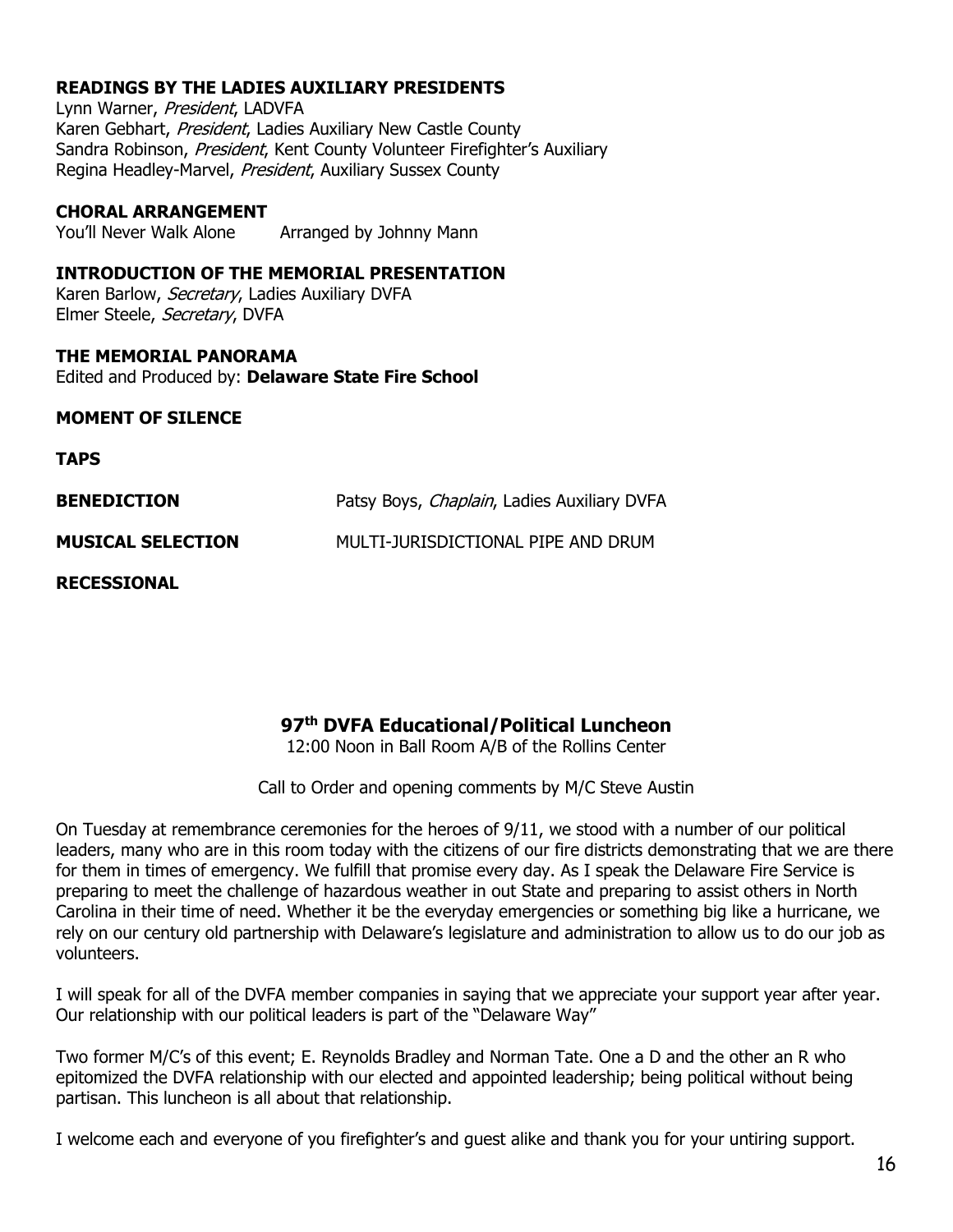**READINGS BY THE LADIES AUXILIARY PRESIDENTS**
Lynn Warner, *President*, LADVFA
Karen Gebhart, *President*, Ladies Auxiliary New Castle County
Sandra Robinson, *President*, Kent County Volunteer Firefighter's Auxiliary
Regina Headley-Marvel, *President*, Auxiliary Sussex County

**CHORAL ARRANGEMENT**
You'll Never Walk Alone    Arranged by Johnny Mann

**INTRODUCTION OF THE MEMORIAL PRESENTATION**
Karen Barlow, *Secretary*, Ladies Auxiliary DVFA
Elmer Steele, *Secretary*, DVFA

**THE MEMORIAL PANORAMA**
Edited and Produced by: **Delaware State Fire School**

**MOMENT OF SILENCE**

**TAPS**

**BENEDICTION**    Patsy Boys, *Chaplain*, Ladies Auxiliary DVFA

**MUSICAL SELECTION**    MULTI-JURISDICTIONAL PIPE AND DRUM

**RECESSIONAL**

## 97th DVFA Educational/Political Luncheon

12:00 Noon in Ball Room A/B of the Rollins Center

Call to Order and opening comments by M/C Steve Austin

On Tuesday at remembrance ceremonies for the heroes of 9/11, we stood with a number of our political leaders, many who are in this room today with the citizens of our fire districts demonstrating that we are there for them in times of emergency. We fulfill that promise every day. As I speak the Delaware Fire Service is preparing to meet the challenge of hazardous weather in out State and preparing to assist others in North Carolina in their time of need. Whether it be the everyday emergencies or something big like a hurricane, we rely on our century old partnership with Delaware's legislature and administration to allow us to do our job as volunteers.

I will speak for all of the DVFA member companies in saying that we appreciate your support year after year. Our relationship with our political leaders is part of the "Delaware Way"

Two former M/C's of this event; E. Reynolds Bradley and Norman Tate. One a D and the other an R who epitomized the DVFA relationship with our elected and appointed leadership; being political without being partisan. This luncheon is all about that relationship.

I welcome each and everyone of you firefighter's and guest alike and thank you for your untiring support.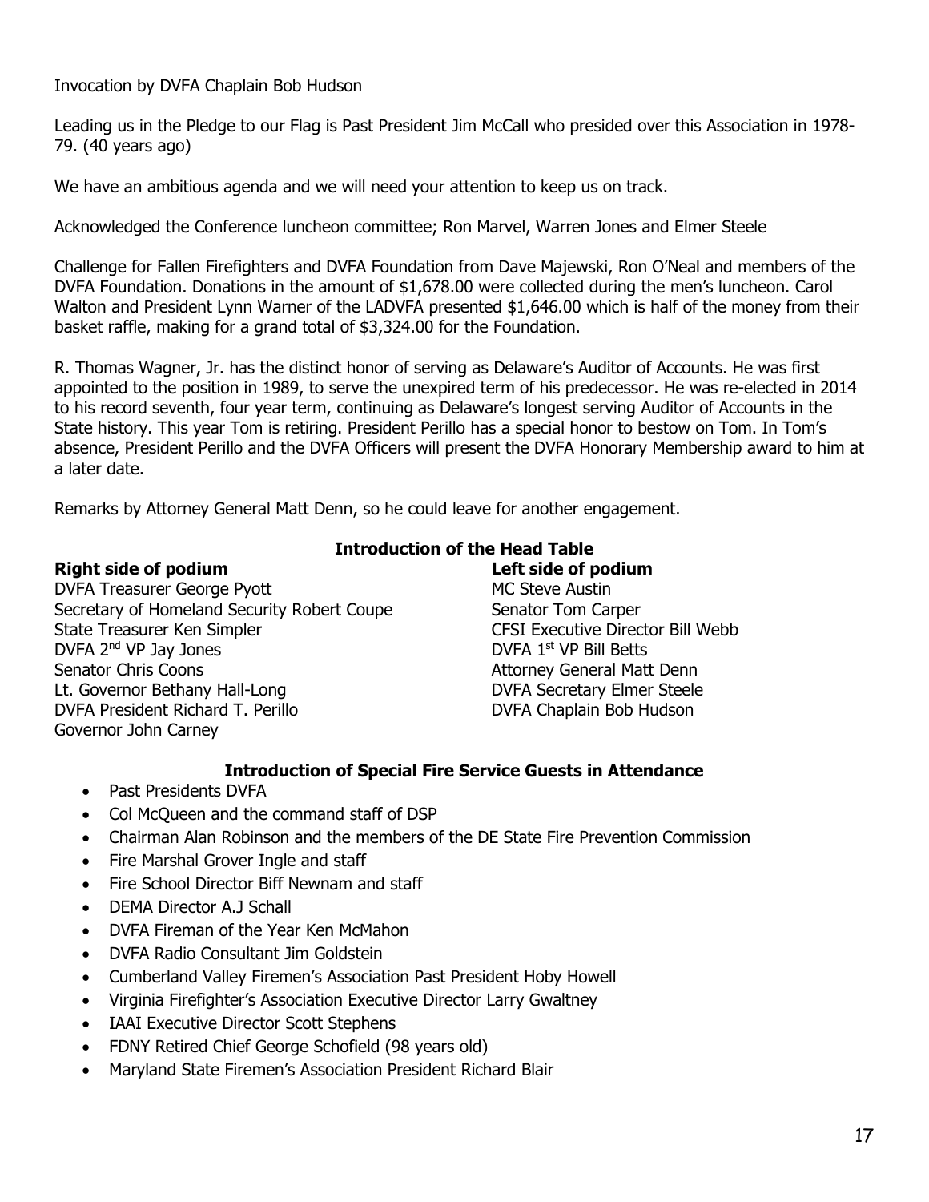Invocation by DVFA Chaplain Bob Hudson

Leading us in the Pledge to our Flag is Past President Jim McCall who presided over this Association in 1978-79. (40 years ago)

We have an ambitious agenda and we will need your attention to keep us on track.

Acknowledged the Conference luncheon committee; Ron Marvel, Warren Jones and Elmer Steele

Challenge for Fallen Firefighters and DVFA Foundation from Dave Majewski, Ron O'Neal and members of the DVFA Foundation. Donations in the amount of $1,678.00 were collected during the men's luncheon. Carol Walton and President Lynn Warner of the LADVFA presented $1,646.00 which is half of the money from their basket raffle, making for a grand total of $3,324.00 for the Foundation.

R. Thomas Wagner, Jr. has the distinct honor of serving as Delaware's Auditor of Accounts. He was first appointed to the position in 1989, to serve the unexpired term of his predecessor. He was re-elected in 2014 to his record seventh, four year term, continuing as Delaware's longest serving Auditor of Accounts in the State history. This year Tom is retiring. President Perillo has a special honor to bestow on Tom. In Tom's absence, President Perillo and the DVFA Officers will present the DVFA Honorary Membership award to him at a later date.

Remarks by Attorney General Matt Denn, so he could leave for another engagement.

### Introduction of the Head Table

**Right side of podium**

DVFA Treasurer George Pyott
Secretary of Homeland Security Robert Coupe
State Treasurer Ken Simpler
DVFA 2nd VP Jay Jones
Senator Chris Coons
Lt. Governor Bethany Hall-Long
DVFA President Richard T. Perillo
Governor John Carney

**Left side of podium**

MC Steve Austin
Senator Tom Carper
CFSI Executive Director Bill Webb
DVFA 1st VP Bill Betts
Attorney General Matt Denn
DVFA Secretary Elmer Steele
DVFA Chaplain Bob Hudson

### Introduction of Special Fire Service Guests in Attendance

- Past Presidents DVFA
- Col McQueen and the command staff of DSP
- Chairman Alan Robinson and the members of the DE State Fire Prevention Commission
- Fire Marshal Grover Ingle and staff
- Fire School Director Biff Newnam and staff
- DEMA Director A.J Schall
- DVFA Fireman of the Year Ken McMahon
- DVFA Radio Consultant Jim Goldstein
- Cumberland Valley Firemen's Association Past President Hoby Howell
- Virginia Firefighter's Association Executive Director Larry Gwaltney
- IAAI Executive Director Scott Stephens
- FDNY Retired Chief George Schofield (98 years old)
- Maryland State Firemen's Association President Richard Blair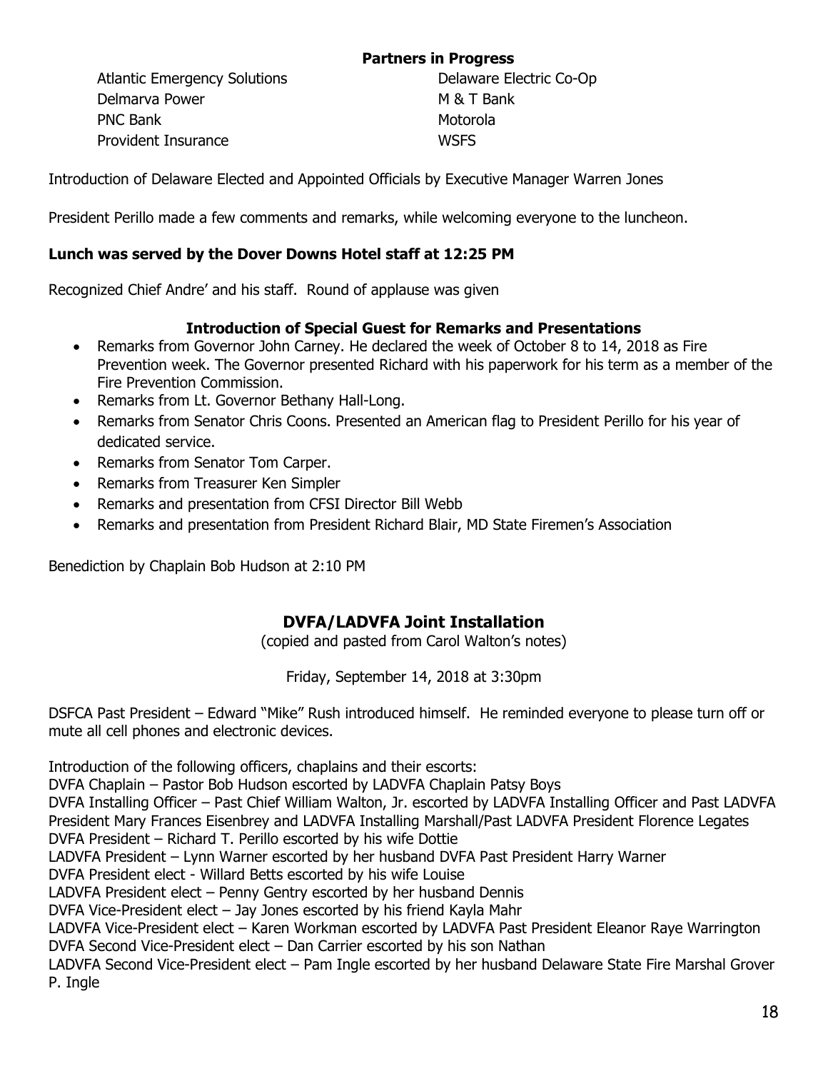**Partners in Progress**

Atlantic Emergency Solutions
Delaware Electric Co-Op
Delmarva Power
M & T Bank
PNC Bank
Motorola
Provident Insurance
WSFS

Introduction of Delaware Elected and Appointed Officials by Executive Manager Warren Jones

President Perillo made a few comments and remarks, while welcoming everyone to the luncheon.

**Lunch was served by the Dover Downs Hotel staff at 12:25 PM**

Recognized Chief Andre' and his staff. Round of applause was given

**Introduction of Special Guest for Remarks and Presentations**

- Remarks from Governor John Carney. He declared the week of October 8 to 14, 2018 as Fire Prevention week. The Governor presented Richard with his paperwork for his term as a member of the Fire Prevention Commission.
- Remarks from Lt. Governor Bethany Hall-Long.
- Remarks from Senator Chris Coons. Presented an American flag to President Perillo for his year of dedicated service.
- Remarks from Senator Tom Carper.
- Remarks from Treasurer Ken Simpler
- Remarks and presentation from CFSI Director Bill Webb
- Remarks and presentation from President Richard Blair, MD State Firemen's Association

Benediction by Chaplain Bob Hudson at 2:10 PM

## DVFA/LADVFA Joint Installation

(copied and pasted from Carol Walton's notes)

Friday, September 14, 2018 at 3:30pm

DSFCA Past President – Edward "Mike" Rush introduced himself. He reminded everyone to please turn off or mute all cell phones and electronic devices.

Introduction of the following officers, chaplains and their escorts:
DVFA Chaplain – Pastor Bob Hudson escorted by LADVFA Chaplain Patsy Boys
DVFA Installing Officer – Past Chief William Walton, Jr. escorted by LADVFA Installing Officer and Past LADVFA President Mary Frances Eisenbrey and LADVFA Installing Marshall/Past LADVFA President Florence Legates
DVFA President – Richard T. Perillo escorted by his wife Dottie
LADVFA President – Lynn Warner escorted by her husband DVFA Past President Harry Warner
DVFA President elect - Willard Betts escorted by his wife Louise
LADVFA President elect – Penny Gentry escorted by her husband Dennis
DVFA Vice-President elect – Jay Jones escorted by his friend Kayla Mahr
LADVFA Vice-President elect – Karen Workman escorted by LADVFA Past President Eleanor Raye Warrington
DVFA Second Vice-President elect – Dan Carrier escorted by his son Nathan
LADVFA Second Vice-President elect – Pam Ingle escorted by her husband Delaware State Fire Marshal Grover P. Ingle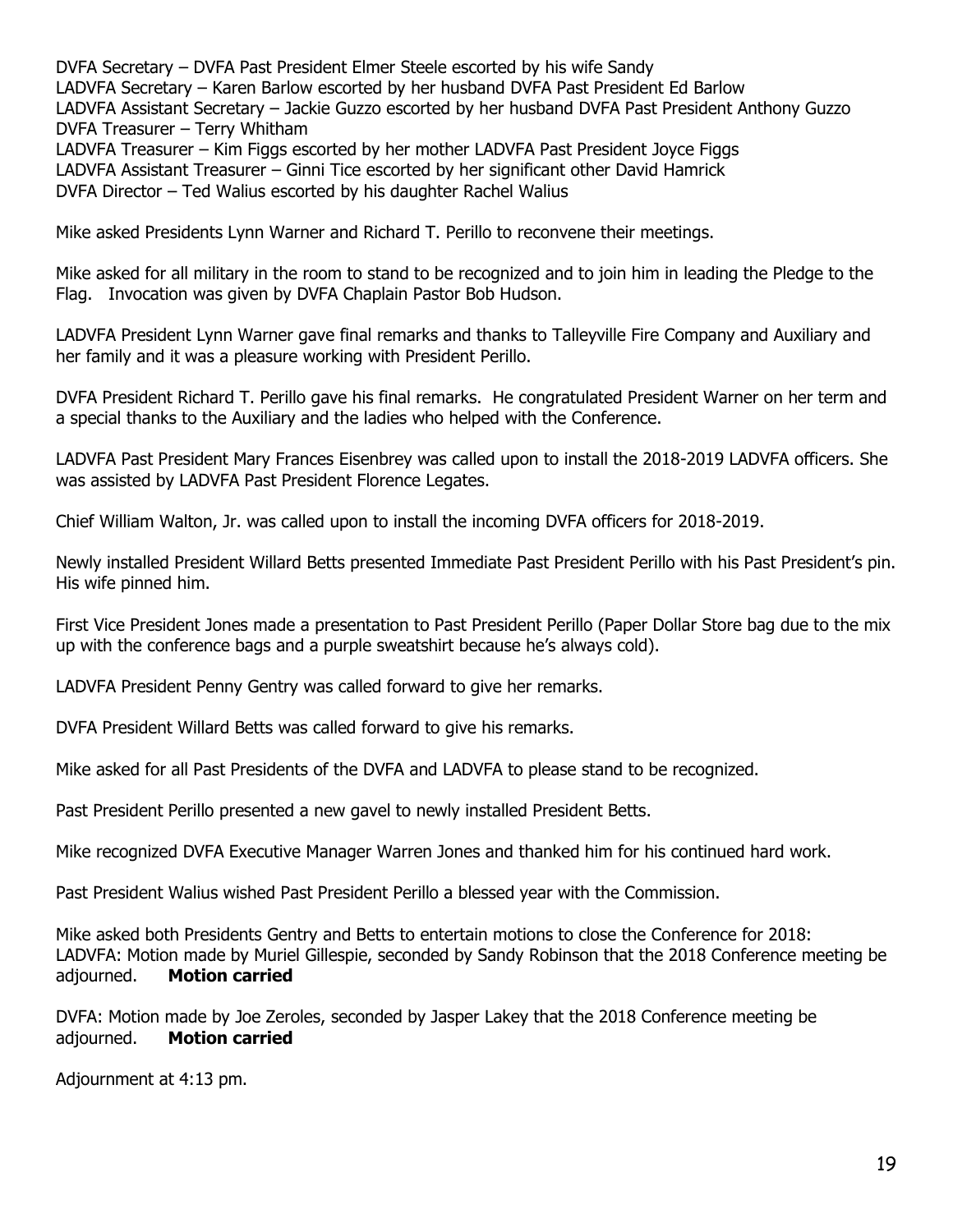DVFA Secretary – DVFA Past President Elmer Steele escorted by his wife Sandy
LADVFA Secretary – Karen Barlow escorted by her husband DVFA Past President Ed Barlow
LADVFA Assistant Secretary – Jackie Guzzo escorted by her husband DVFA Past President Anthony Guzzo
DVFA Treasurer – Terry Whitham
LADVFA Treasurer – Kim Figgs escorted by her mother LADVFA Past President Joyce Figgs
LADVFA Assistant Treasurer – Ginni Tice escorted by her significant other David Hamrick
DVFA Director – Ted Walius escorted by his daughter Rachel Walius

Mike asked Presidents Lynn Warner and Richard T. Perillo to reconvene their meetings.

Mike asked for all military in the room to stand to be recognized and to join him in leading the Pledge to the Flag. Invocation was given by DVFA Chaplain Pastor Bob Hudson.

LADVFA President Lynn Warner gave final remarks and thanks to Talleyville Fire Company and Auxiliary and her family and it was a pleasure working with President Perillo.

DVFA President Richard T. Perillo gave his final remarks. He congratulated President Warner on her term and a special thanks to the Auxiliary and the ladies who helped with the Conference.

LADVFA Past President Mary Frances Eisenbrey was called upon to install the 2018-2019 LADVFA officers. She was assisted by LADVFA Past President Florence Legates.

Chief William Walton, Jr. was called upon to install the incoming DVFA officers for 2018-2019.

Newly installed President Willard Betts presented Immediate Past President Perillo with his Past President's pin. His wife pinned him.

First Vice President Jones made a presentation to Past President Perillo (Paper Dollar Store bag due to the mix up with the conference bags and a purple sweatshirt because he's always cold).

LADVFA President Penny Gentry was called forward to give her remarks.

DVFA President Willard Betts was called forward to give his remarks.

Mike asked for all Past Presidents of the DVFA and LADVFA to please stand to be recognized.

Past President Perillo presented a new gavel to newly installed President Betts.

Mike recognized DVFA Executive Manager Warren Jones and thanked him for his continued hard work.

Past President Walius wished Past President Perillo a blessed year with the Commission.

Mike asked both Presidents Gentry and Betts to entertain motions to close the Conference for 2018:
LADVFA: Motion made by Muriel Gillespie, seconded by Sandy Robinson that the 2018 Conference meeting be adjourned. **Motion carried**

DVFA: Motion made by Joe Zeroles, seconded by Jasper Lakey that the 2018 Conference meeting be adjourned. **Motion carried**

Adjournment at 4:13 pm.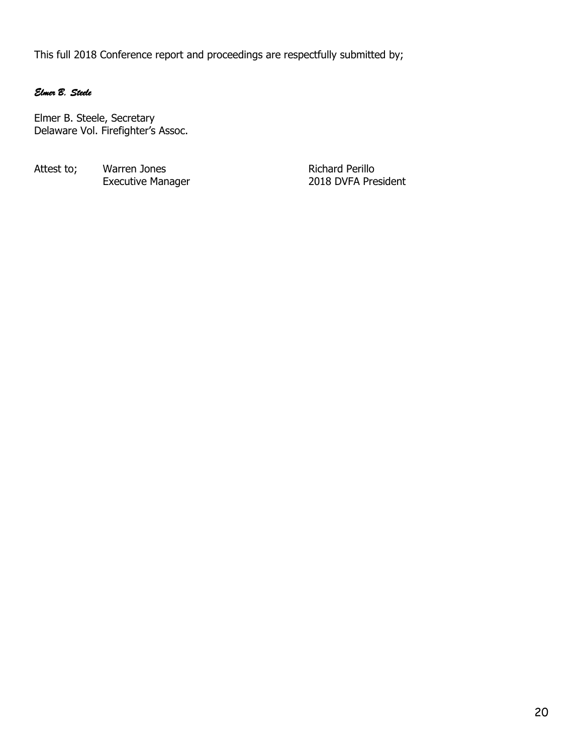This full 2018 Conference report and proceedings are respectfully submitted by;

*Elmer B. Steele*

Elmer B. Steele, Secretary
Delaware Vol. Firefighter's Assoc.

| | | |
|---|---|---|
| Attest to; | Warren Jones<br>Executive Manager | Richard Perillo<br>2018 DVFA President |